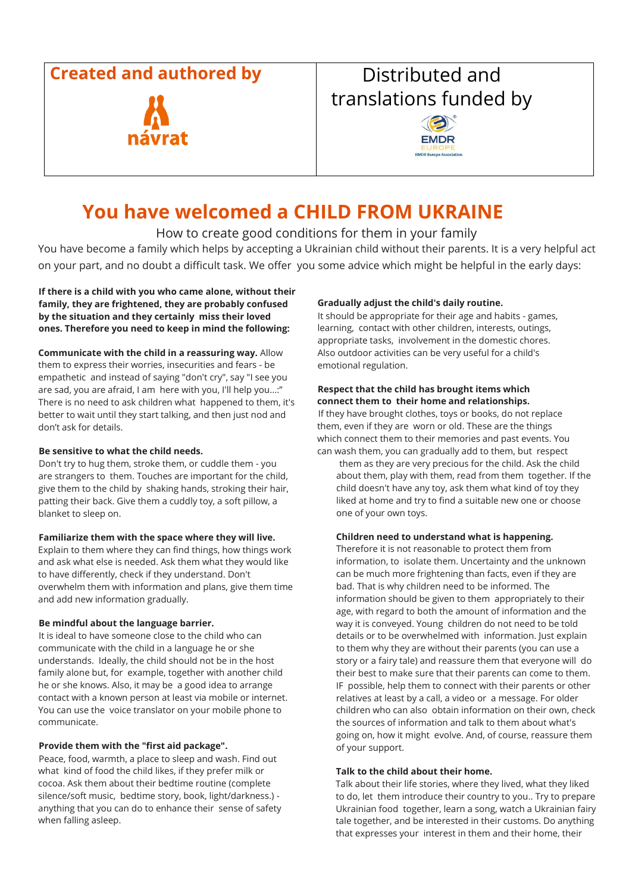**Created and authored by**

návrat

Distributed and translations funded by

EMDR EUROPE
EMDR Europe Association

# You have welcomed a CHILD FROM UKRAINE

How to create good conditions for them in your family

You have become a family which helps by accepting a Ukrainian child without their parents. It is a very helpful act on your part, and no doubt a difficult task. We offer you some advice which might be helpful in the early days:

**If there is a child with you who came alone, without their family, they are frightened, they are probably confused by the situation and they certainly miss their loved ones. Therefore you need to keep in mind the following:**

**Communicate with the child in a reassuring way.** Allow them to express their worries, insecurities and fears - be empathetic and instead of saying "don't cry", say "I see you are sad, you are afraid, I am here with you, I'll help you...:" There is no need to ask children what happened to them, it's better to wait until they start talking, and then just nod and don't ask for details.

**Be sensitive to what the child needs.** Don't try to hug them, stroke them, or cuddle them - you are strangers to them. Touches are important for the child, give them to the child by shaking hands, stroking their hair, patting their back. Give them a cuddly toy, a soft pillow, a blanket to sleep on.

**Familiarize them with the space where they will live.** Explain to them where they can find things, how things work and ask what else is needed. Ask them what they would like to have differently, check if they understand. Don't overwhelm them with information and plans, give them time and add new information gradually.

**Be mindful about the language barrier.** It is ideal to have someone close to the child who can communicate with the child in a language he or she understands. Ideally, the child should not be in the host family alone but, for example, together with another child he or she knows. Also, it may be a good idea to arrange contact with a known person at least via mobile or internet. You can use the voice translator on your mobile phone to communicate.

**Provide them with the "first aid package".** Peace, food, warmth, a place to sleep and wash. Find out what kind of food the child likes, if they prefer milk or cocoa. Ask them about their bedtime routine (complete silence/soft music, bedtime story, book, light/darkness.) - anything that you can do to enhance their sense of safety when falling asleep.

**Gradually adjust the child's daily routine.** It should be appropriate for their age and habits - games, learning, contact with other children, interests, outings, appropriate tasks, involvement in the domestic chores. Also outdoor activities can be very useful for a child's emotional regulation.

**Respect that the child has brought items which connect them to their home and relationships.** If they have brought clothes, toys or books, do not replace them, even if they are worn or old. These are the things which connect them to their memories and past events. You can wash them, you can gradually add to them, but respect them as they are very precious for the child. Ask the child about them, play with them, read from them together. If the child doesn't have any toy, ask them what kind of toy they liked at home and try to find a suitable new one or choose one of your own toys.

**Children need to understand what is happening.** Therefore it is not reasonable to protect them from information, to isolate them. Uncertainty and the unknown can be much more frightening than facts, even if they are bad. That is why children need to be informed. The information should be given to them appropriately to their age, with regard to both the amount of information and the way it is conveyed. Young children do not need to be told details or to be overwhelmed with information. Just explain to them why they are without their parents (you can use a story or a fairy tale) and reassure them that everyone will do their best to make sure that their parents can come to them. IF possible, help them to connect with their parents or other relatives at least by a call, a video or a message. For older children who can also obtain information on their own, check the sources of information and talk to them about what's going on, how it might evolve. And, of course, reassure them of your support.

**Talk to the child about their home.** Talk about their life stories, where they lived, what they liked to do, let them introduce their country to you.. Try to prepare Ukrainian food together, learn a song, watch a Ukrainian fairy tale together, and be interested in their customs. Do anything that expresses your interest in them and their home, their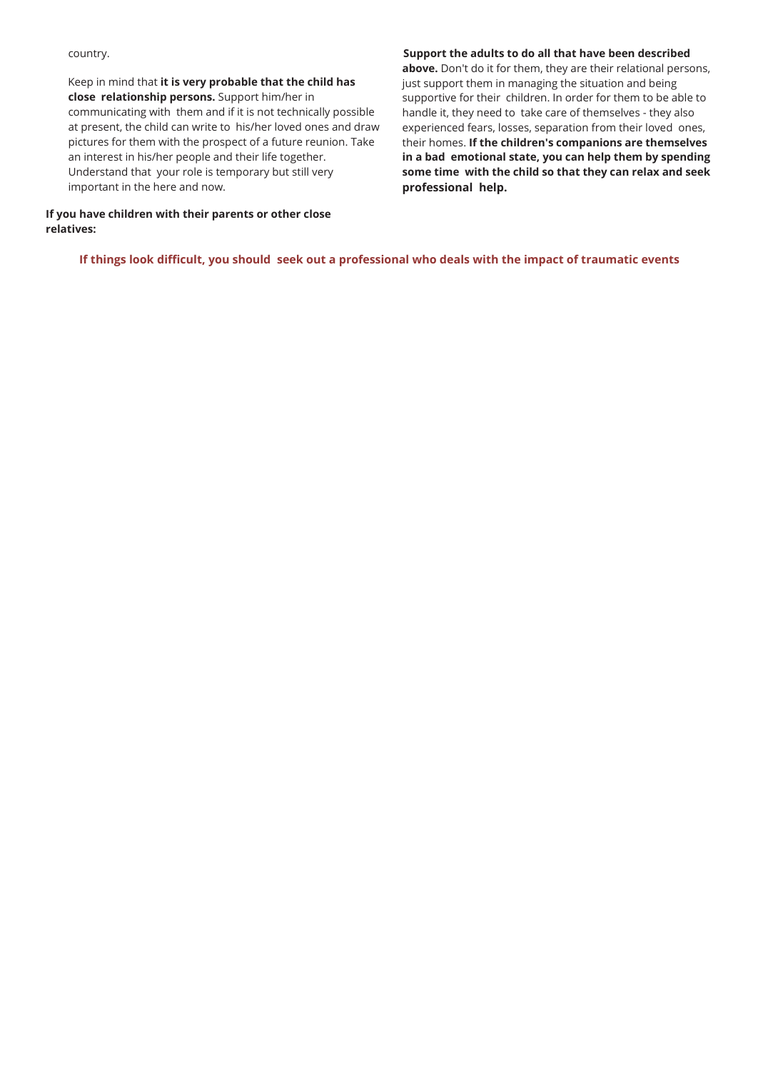country.

Keep in mind that **it is very probable that the child has close relationship persons.** Support him/her in communicating with them and if it is not technically possible at present, the child can write to his/her loved ones and draw pictures for them with the prospect of a future reunion. Take an interest in his/her people and their life together. Understand that your role is temporary but still very important in the here and now.

**If you have children with their parents or other close relatives:**

**Support the adults to do all that have been described above.** Don't do it for them, they are their relational persons, just support them in managing the situation and being supportive for their children. In order for them to be able to handle it, they need to take care of themselves - they also experienced fears, losses, separation from their loved ones, their homes. **If the children's companions are themselves in a bad emotional state, you can help them by spending some time with the child so that they can relax and seek professional help.**

**If things look difficult, you should seek out a professional who deals with the impact of traumatic events**